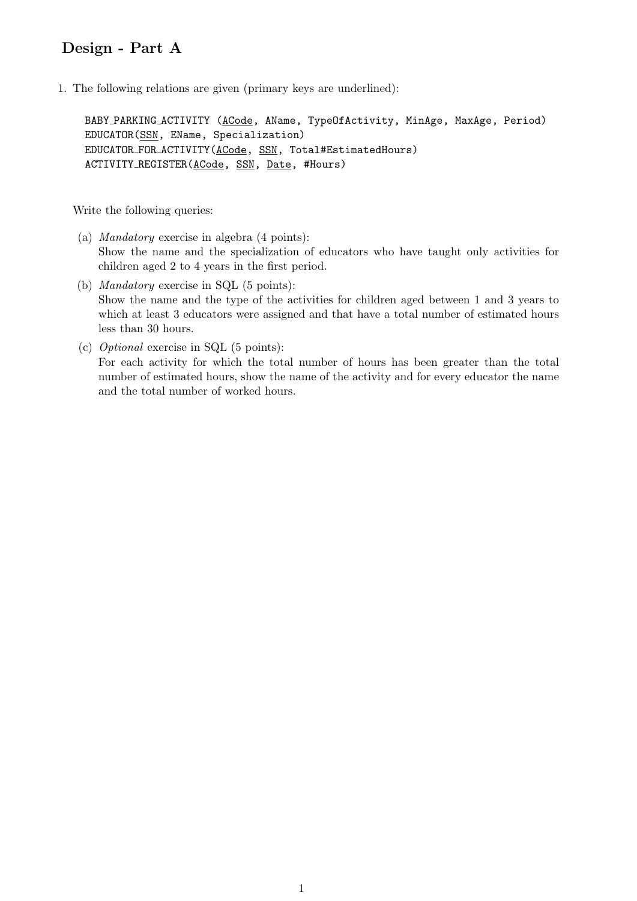## Design - Part A

1. The following relations are given (primary keys are underlined):

```
BABY_PARKING_ACTIVITY (ACode, AName, TypeOfActivity, MinAge, MaxAge, Period)
EDUCATOR(SSN, EName, Specialization)
EDUCATOR_FOR_ACTIVITY(ACode, SSN, Total#EstimatedHours)
ACTIVITY_REGISTER(ACode, SSN, Date, #Hours)
```

Write the following queries:

(a) *Mandatory* exercise in algebra (4 points):
Show the name and the specialization of educators who have taught only activities for children aged 2 to 4 years in the first period.

(b) *Mandatory* exercise in SQL (5 points):
Show the name and the type of the activities for children aged between 1 and 3 years to which at least 3 educators were assigned and that have a total number of estimated hours less than 30 hours.

(c) *Optional* exercise in SQL (5 points):
For each activity for which the total number of hours has been greater than the total number of estimated hours, show the name of the activity and for every educator the name and the total number of worked hours.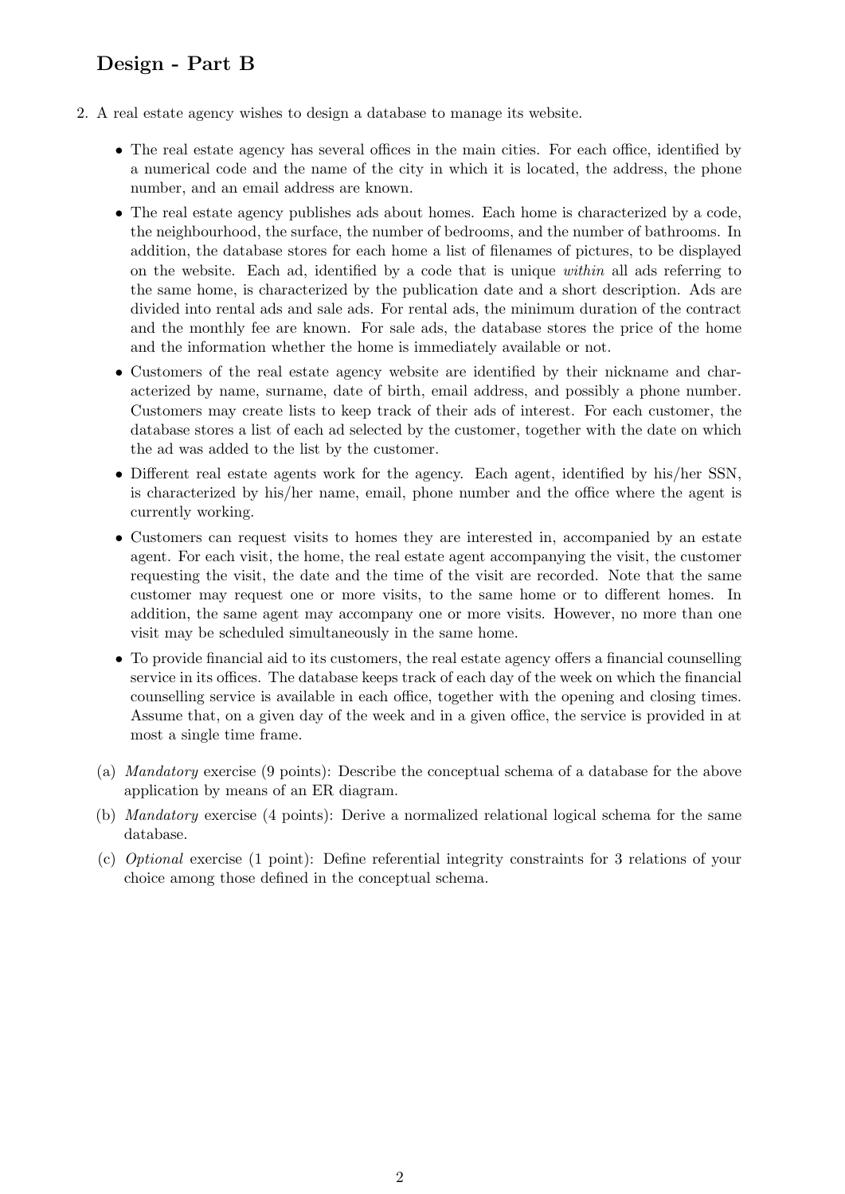## Design - Part B

2. A real estate agency wishes to design a database to manage its website.

   - The real estate agency has several offices in the main cities. For each office, identified by a numerical code and the name of the city in which it is located, the address, the phone number, and an email address are known.
   - The real estate agency publishes ads about homes. Each home is characterized by a code, the neighbourhood, the surface, the number of bedrooms, and the number of bathrooms. In addition, the database stores for each home a list of filenames of pictures, to be displayed on the website. Each ad, identified by a code that is unique *within* all ads referring to the same home, is characterized by the publication date and a short description. Ads are divided into rental ads and sale ads. For rental ads, the minimum duration of the contract and the monthly fee are known. For sale ads, the database stores the price of the home and the information whether the home is immediately available or not.
   - Customers of the real estate agency website are identified by their nickname and characterized by name, surname, date of birth, email address, and possibly a phone number. Customers may create lists to keep track of their ads of interest. For each customer, the database stores a list of each ad selected by the customer, together with the date on which the ad was added to the list by the customer.
   - Different real estate agents work for the agency. Each agent, identified by his/her SSN, is characterized by his/her name, email, phone number and the office where the agent is currently working.
   - Customers can request visits to homes they are interested in, accompanied by an estate agent. For each visit, the home, the real estate agent accompanying the visit, the customer requesting the visit, the date and the time of the visit are recorded. Note that the same customer may request one or more visits, to the same home or to different homes. In addition, the same agent may accompany one or more visits. However, no more than one visit may be scheduled simultaneously in the same home.
   - To provide financial aid to its customers, the real estate agency offers a financial counselling service in its offices. The database keeps track of each day of the week on which the financial counselling service is available in each office, together with the opening and closing times. Assume that, on a given day of the week and in a given office, the service is provided in at most a single time frame.

   (a) *Mandatory* exercise (9 points): Describe the conceptual schema of a database for the above application by means of an ER diagram.

   (b) *Mandatory* exercise (4 points): Derive a normalized relational logical schema for the same database.

   (c) *Optional* exercise (1 point): Define referential integrity constraints for 3 relations of your choice among those defined in the conceptual schema.